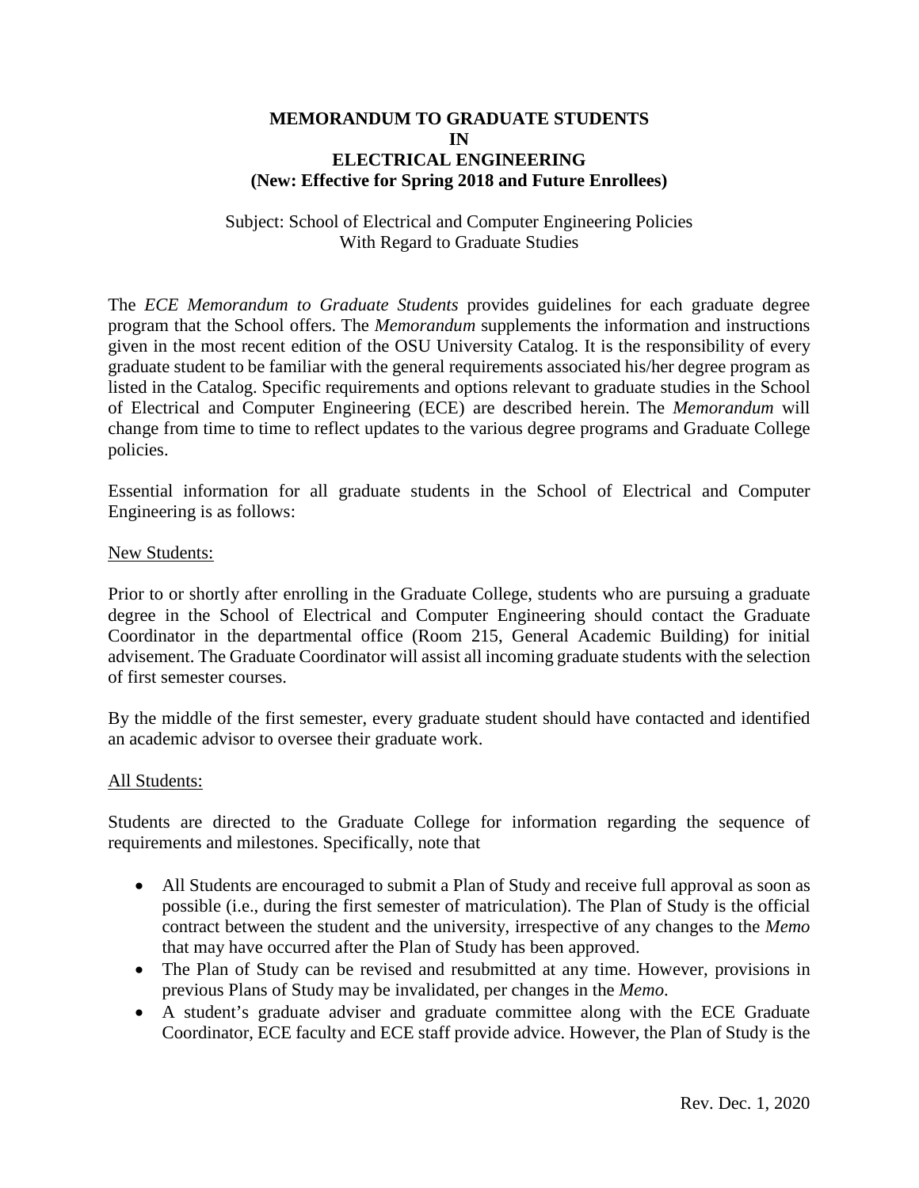# MEMORANDUM TO GRADUATE STUDENTS IN ELECTRICAL ENGINEERING

**(New: Effective for Spring 2018 and Future Enrollees)**

Subject: School of Electrical and Computer Engineering Policies With Regard to Graduate Studies

The *ECE Memorandum to Graduate Students* provides guidelines for each graduate degree program that the School offers. The *Memorandum* supplements the information and instructions given in the most recent edition of the OSU University Catalog. It is the responsibility of every graduate student to be familiar with the general requirements associated his/her degree program as listed in the Catalog. Specific requirements and options relevant to graduate studies in the School of Electrical and Computer Engineering (ECE) are described herein. The *Memorandum* will change from time to time to reflect updates to the various degree programs and Graduate College policies.

Essential information for all graduate students in the School of Electrical and Computer Engineering is as follows:

<u>New Students:</u>

Prior to or shortly after enrolling in the Graduate College, students who are pursuing a graduate degree in the School of Electrical and Computer Engineering should contact the Graduate Coordinator in the departmental office (Room 215, General Academic Building) for initial advisement. The Graduate Coordinator will assist all incoming graduate students with the selection of first semester courses.

By the middle of the first semester, every graduate student should have contacted and identified an academic advisor to oversee their graduate work.

<u>All Students:</u>

Students are directed to the Graduate College for information regarding the sequence of requirements and milestones. Specifically, note that

- All Students are encouraged to submit a Plan of Study and receive full approval as soon as possible (i.e., during the first semester of matriculation). The Plan of Study is the official contract between the student and the university, irrespective of any changes to the *Memo* that may have occurred after the Plan of Study has been approved.
- The Plan of Study can be revised and resubmitted at any time. However, provisions in previous Plans of Study may be invalidated, per changes in the *Memo*.
- A student's graduate adviser and graduate committee along with the ECE Graduate Coordinator, ECE faculty and ECE staff provide advice. However, the Plan of Study is the

Rev. Dec. 1, 2020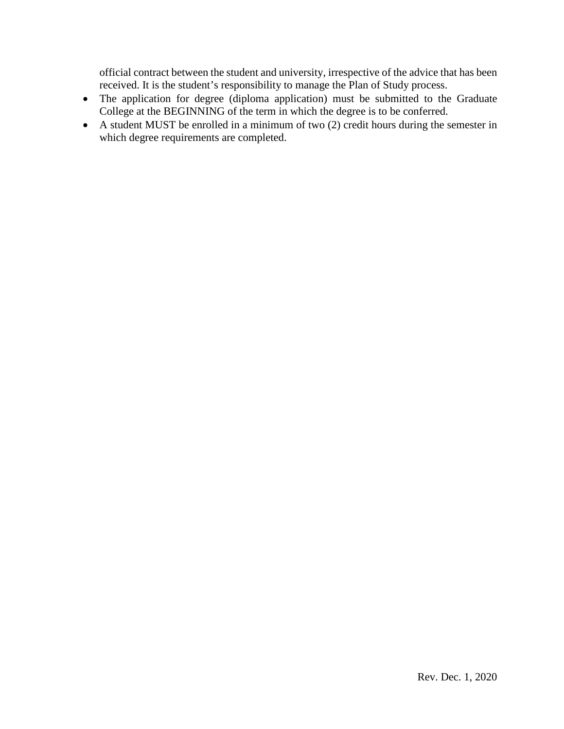official contract between the student and university, irrespective of the advice that has been received. It is the student's responsibility to manage the Plan of Study process.

- The application for degree (diploma application) must be submitted to the Graduate College at the BEGINNING of the term in which the degree is to be conferred.
- A student MUST be enrolled in a minimum of two (2) credit hours during the semester in which degree requirements are completed.

Rev. Dec. 1, 2020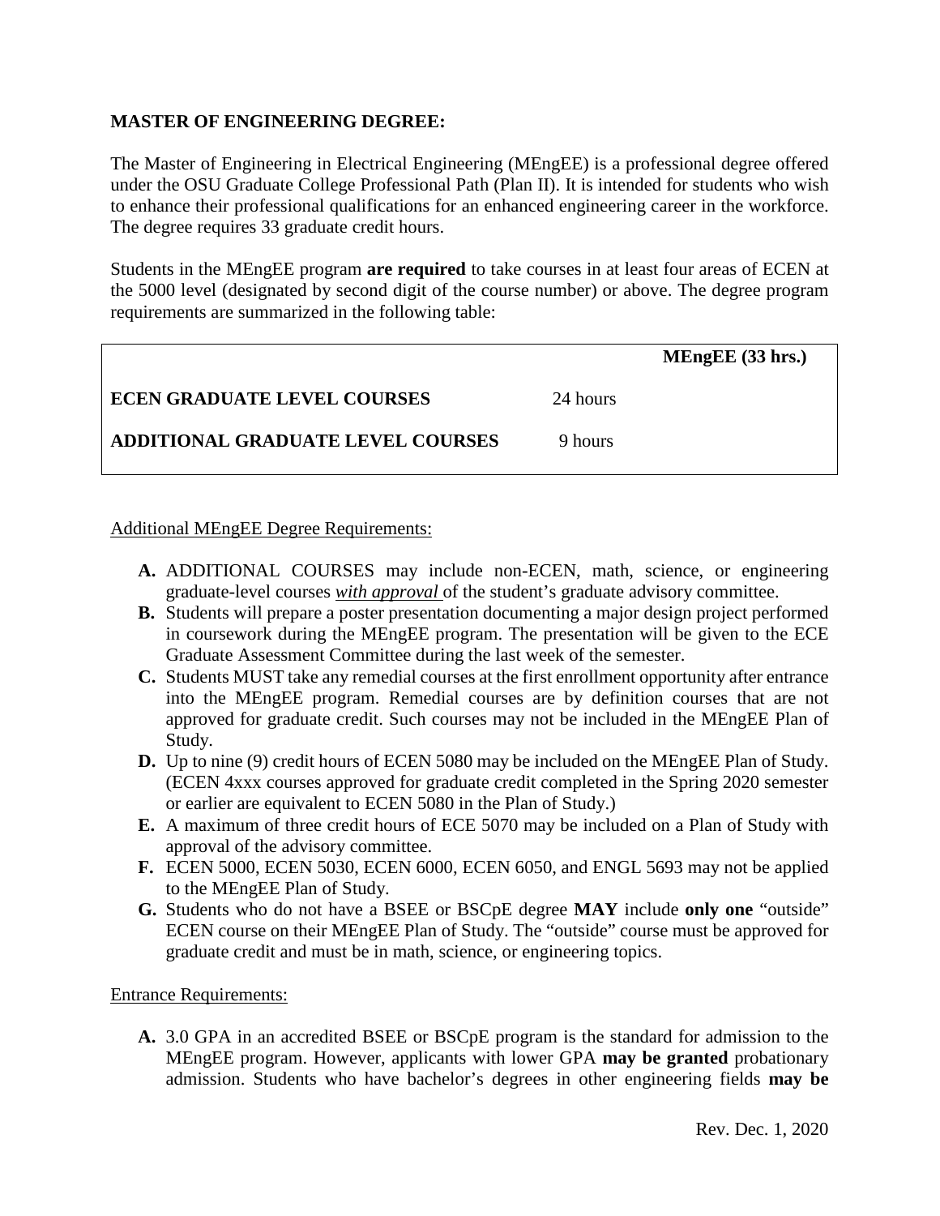**MASTER OF ENGINEERING DEGREE:**

The Master of Engineering in Electrical Engineering (MEngEE) is a professional degree offered under the OSU Graduate College Professional Path (Plan II). It is intended for students who wish to enhance their professional qualifications for an enhanced engineering career in the workforce. The degree requires 33 graduate credit hours.

Students in the MEngEE program **are required** to take courses in at least four areas of ECEN at the 5000 level (designated by second digit of the course number) or above. The degree program requirements are summarized in the following table:

| | **MEngEE (33 hrs.)** |
|---|---|
| **ECEN GRADUATE LEVEL COURSES** | 24 hours |
| **ADDITIONAL GRADUATE LEVEL COURSES** | 9 hours |

Additional MEngEE Degree Requirements:

- **A.** ADDITIONAL COURSES may include non-ECEN, math, science, or engineering graduate-level courses ***with approval*** of the student's graduate advisory committee.
- **B.** Students will prepare a poster presentation documenting a major design project performed in coursework during the MEngEE program. The presentation will be given to the ECE Graduate Assessment Committee during the last week of the semester.
- **C.** Students MUST take any remedial courses at the first enrollment opportunity after entrance into the MEngEE program. Remedial courses are by definition courses that are not approved for graduate credit. Such courses may not be included in the MEngEE Plan of Study.
- **D.** Up to nine (9) credit hours of ECEN 5080 may be included on the MEngEE Plan of Study. (ECEN 4xxx courses approved for graduate credit completed in the Spring 2020 semester or earlier are equivalent to ECEN 5080 in the Plan of Study.)
- **E.** A maximum of three credit hours of ECE 5070 may be included on a Plan of Study with approval of the advisory committee.
- **F.** ECEN 5000, ECEN 5030, ECEN 6000, ECEN 6050, and ENGL 5693 may not be applied to the MEngEE Plan of Study.
- **G.** Students who do not have a BSEE or BSCpE degree **MAY** include **only one** "outside" ECEN course on their MEngEE Plan of Study. The "outside" course must be approved for graduate credit and must be in math, science, or engineering topics.

Entrance Requirements:

- **A.** 3.0 GPA in an accredited BSEE or BSCpE program is the standard for admission to the MEngEE program. However, applicants with lower GPA **may be granted** probationary admission. Students who have bachelor's degrees in other engineering fields **may be**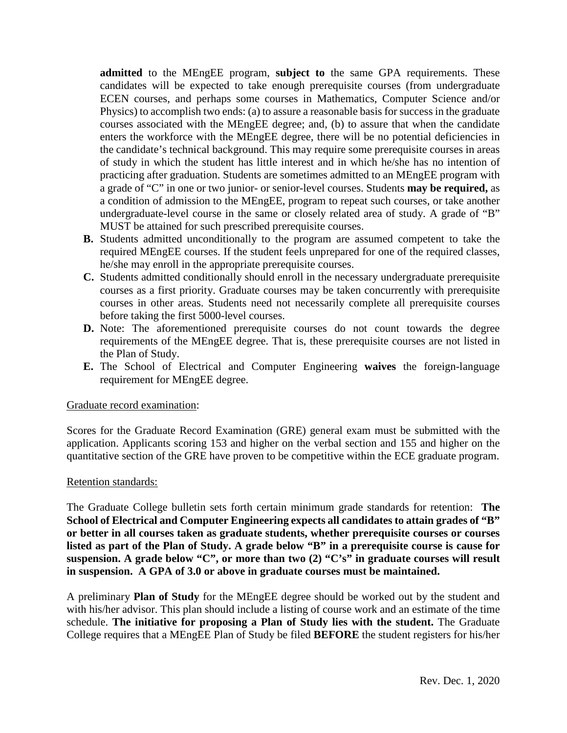**admitted** to the MEngEE program, **subject to** the same GPA requirements. These candidates will be expected to take enough prerequisite courses (from undergraduate ECEN courses, and perhaps some courses in Mathematics, Computer Science and/or Physics) to accomplish two ends: (a) to assure a reasonable basis for success in the graduate courses associated with the MEngEE degree; and, (b) to assure that when the candidate enters the workforce with the MEngEE degree, there will be no potential deficiencies in the candidate's technical background. This may require some prerequisite courses in areas of study in which the student has little interest and in which he/she has no intention of practicing after graduation. Students are sometimes admitted to an MEngEE program with a grade of "C" in one or two junior- or senior-level courses. Students **may be required,** as a condition of admission to the MEngEE, program to repeat such courses, or take another undergraduate-level course in the same or closely related area of study. A grade of "B" MUST be attained for such prescribed prerequisite courses.

**B.** Students admitted unconditionally to the program are assumed competent to take the required MEngEE courses. If the student feels unprepared for one of the required classes, he/she may enroll in the appropriate prerequisite courses.

**C.** Students admitted conditionally should enroll in the necessary undergraduate prerequisite courses as a first priority. Graduate courses may be taken concurrently with prerequisite courses in other areas. Students need not necessarily complete all prerequisite courses before taking the first 5000-level courses.

**D.** Note: The aforementioned prerequisite courses do not count towards the degree requirements of the MEngEE degree. That is, these prerequisite courses are not listed in the Plan of Study.

**E.** The School of Electrical and Computer Engineering **waives** the foreign-language requirement for MEngEE degree.

Graduate record examination:

Scores for the Graduate Record Examination (GRE) general exam must be submitted with the application. Applicants scoring 153 and higher on the verbal section and 155 and higher on the quantitative section of the GRE have proven to be competitive within the ECE graduate program.

Retention standards:

The Graduate College bulletin sets forth certain minimum grade standards for retention: **The School of Electrical and Computer Engineering expects all candidates to attain grades of "B" or better in all courses taken as graduate students, whether prerequisite courses or courses listed as part of the Plan of Study. A grade below "B" in a prerequisite course is cause for suspension. A grade below "C", or more than two (2) "C's" in graduate courses will result in suspension. A GPA of 3.0 or above in graduate courses must be maintained.**

A preliminary **Plan of Study** for the MEngEE degree should be worked out by the student and with his/her advisor. This plan should include a listing of course work and an estimate of the time schedule. **The initiative for proposing a Plan of Study lies with the student.** The Graduate College requires that a MEngEE Plan of Study be filed **BEFORE** the student registers for his/her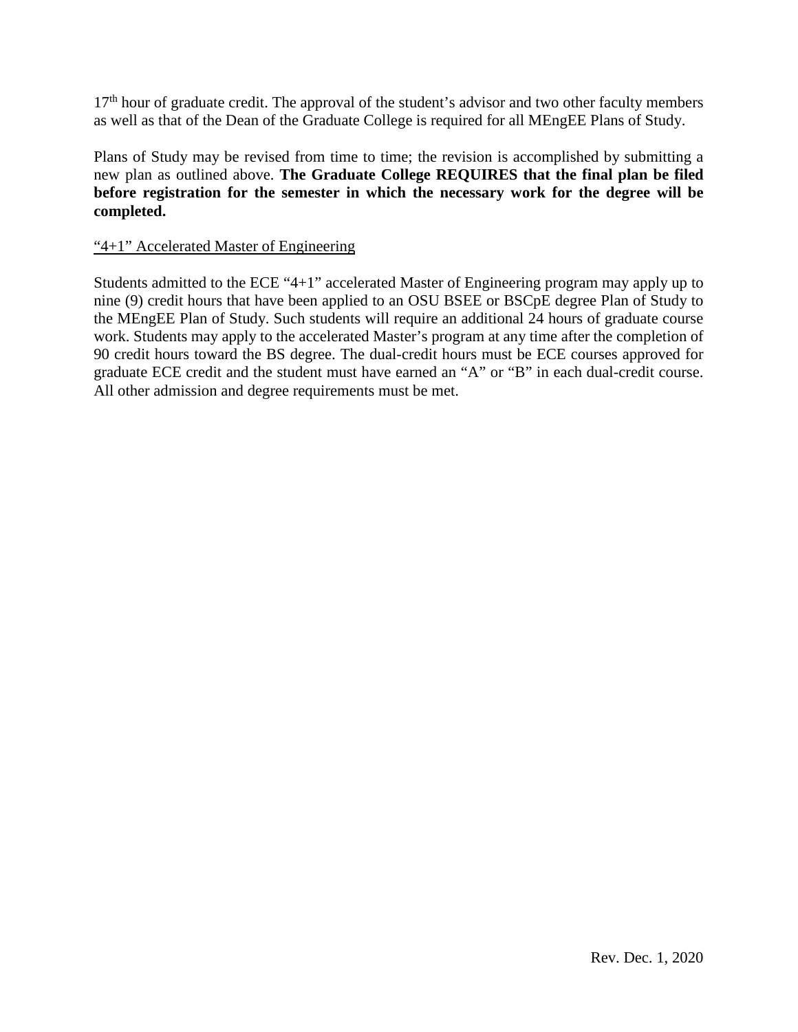17th hour of graduate credit. The approval of the student's advisor and two other faculty members as well as that of the Dean of the Graduate College is required for all MEngEE Plans of Study.

Plans of Study may be revised from time to time; the revision is accomplished by submitting a new plan as outlined above. **The Graduate College REQUIRES that the final plan be filed before registration for the semester in which the necessary work for the degree will be completed.**

<u>"4+1" Accelerated Master of Engineering</u>

Students admitted to the ECE "4+1" accelerated Master of Engineering program may apply up to nine (9) credit hours that have been applied to an OSU BSEE or BSCpE degree Plan of Study to the MEngEE Plan of Study. Such students will require an additional 24 hours of graduate course work. Students may apply to the accelerated Master's program at any time after the completion of 90 credit hours toward the BS degree. The dual-credit hours must be ECE courses approved for graduate ECE credit and the student must have earned an "A" or "B" in each dual-credit course. All other admission and degree requirements must be met.

Rev. Dec. 1, 2020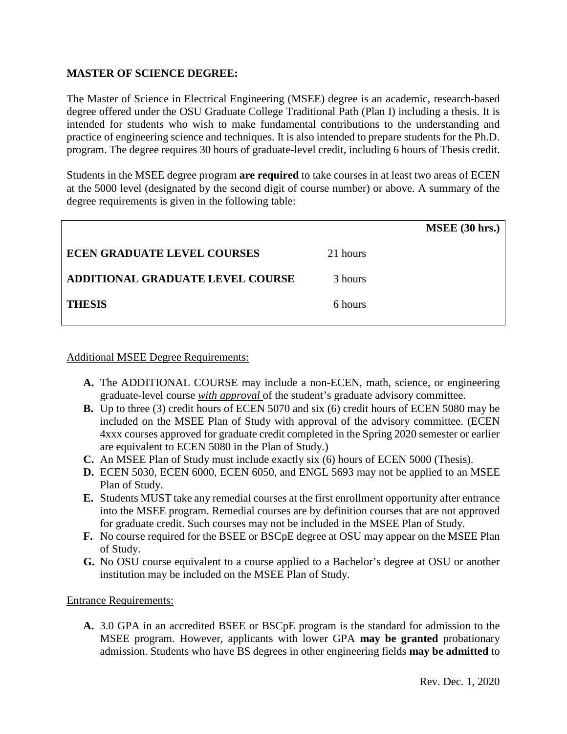**MASTER OF SCIENCE DEGREE:**

The Master of Science in Electrical Engineering (MSEE) degree is an academic, research-based degree offered under the OSU Graduate College Traditional Path (Plan I) including a thesis. It is intended for students who wish to make fundamental contributions to the understanding and practice of engineering science and techniques. It is also intended to prepare students for the Ph.D. program. The degree requires 30 hours of graduate-level credit, including 6 hours of Thesis credit.

Students in the MSEE degree program **are required** to take courses in at least two areas of ECEN at the 5000 level (designated by the second digit of course number) or above. A summary of the degree requirements is given in the following table:

| | | **MSEE (30 hrs.)** |
|---|---|---|
| **ECEN GRADUATE LEVEL COURSES** | 21 hours | |
| **ADDITIONAL GRADUATE LEVEL COURSE** | 3 hours | |
| **THESIS** | 6 hours | |

Additional MSEE Degree Requirements:

- **A.** The ADDITIONAL COURSE may include a non-ECEN, math, science, or engineering graduate-level course ***with approval*** of the student's graduate advisory committee.
- **B.** Up to three (3) credit hours of ECEN 5070 and six (6) credit hours of ECEN 5080 may be included on the MSEE Plan of Study with approval of the advisory committee. (ECEN 4xxx courses approved for graduate credit completed in the Spring 2020 semester or earlier are equivalent to ECEN 5080 in the Plan of Study.)
- **C.** An MSEE Plan of Study must include exactly six (6) hours of ECEN 5000 (Thesis).
- **D.** ECEN 5030, ECEN 6000, ECEN 6050, and ENGL 5693 may not be applied to an MSEE Plan of Study.
- **E.** Students MUST take any remedial courses at the first enrollment opportunity after entrance into the MSEE program. Remedial courses are by definition courses that are not approved for graduate credit. Such courses may not be included in the MSEE Plan of Study.
- **F.** No course required for the BSEE or BSCpE degree at OSU may appear on the MSEE Plan of Study.
- **G.** No OSU course equivalent to a course applied to a Bachelor's degree at OSU or another institution may be included on the MSEE Plan of Study.

Entrance Requirements:

- **A.** 3.0 GPA in an accredited BSEE or BSCpE program is the standard for admission to the MSEE program. However, applicants with lower GPA **may be granted** probationary admission. Students who have BS degrees in other engineering fields **may be admitted** to

Rev. Dec. 1, 2020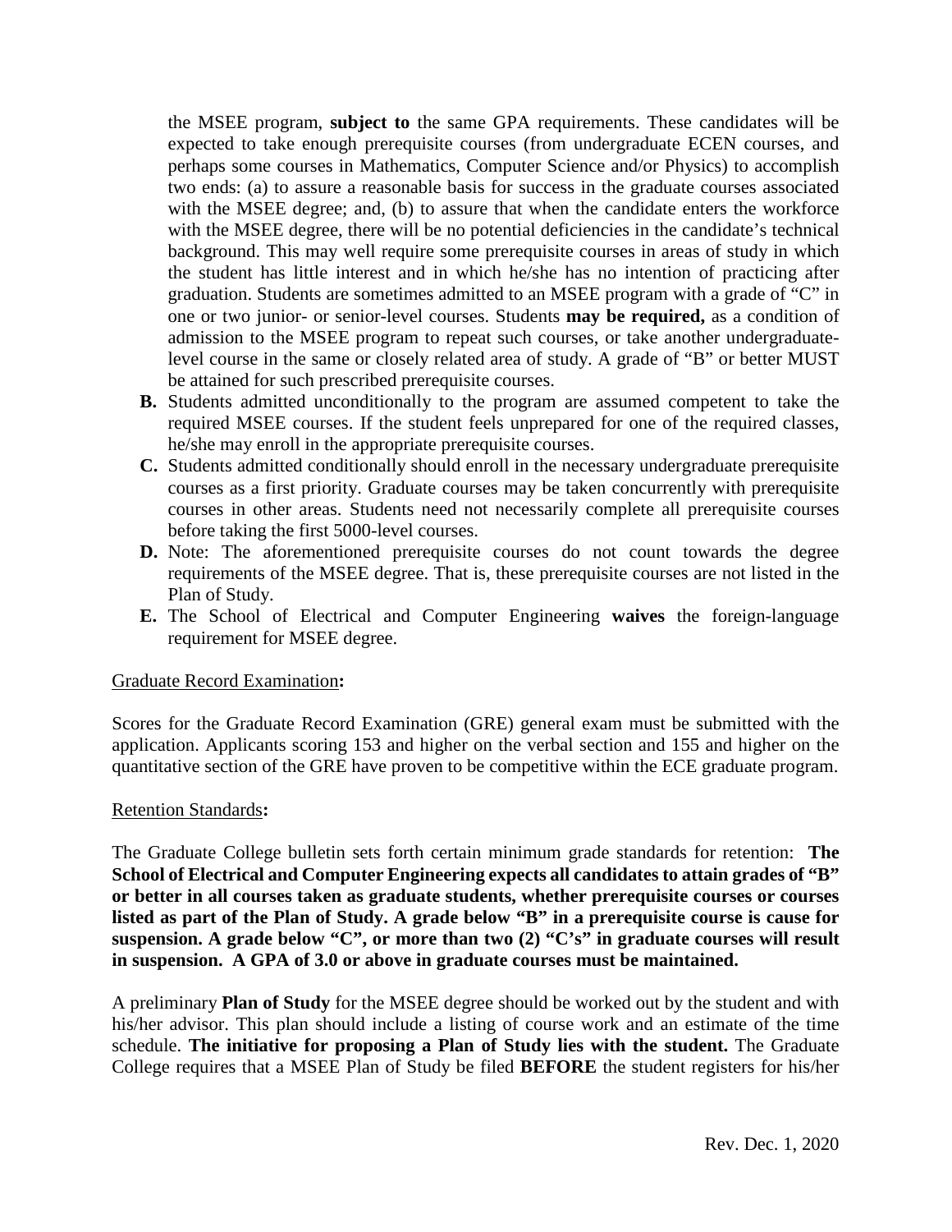the MSEE program, **subject to** the same GPA requirements. These candidates will be expected to take enough prerequisite courses (from undergraduate ECEN courses, and perhaps some courses in Mathematics, Computer Science and/or Physics) to accomplish two ends: (a) to assure a reasonable basis for success in the graduate courses associated with the MSEE degree; and, (b) to assure that when the candidate enters the workforce with the MSEE degree, there will be no potential deficiencies in the candidate's technical background. This may well require some prerequisite courses in areas of study in which the student has little interest and in which he/she has no intention of practicing after graduation. Students are sometimes admitted to an MSEE program with a grade of "C" in one or two junior- or senior-level courses. Students **may be required,** as a condition of admission to the MSEE program to repeat such courses, or take another undergraduate-level course in the same or closely related area of study. A grade of "B" or better MUST be attained for such prescribed prerequisite courses.

**B.** Students admitted unconditionally to the program are assumed competent to take the required MSEE courses. If the student feels unprepared for one of the required classes, he/she may enroll in the appropriate prerequisite courses.

**C.** Students admitted conditionally should enroll in the necessary undergraduate prerequisite courses as a first priority. Graduate courses may be taken concurrently with prerequisite courses in other areas. Students need not necessarily complete all prerequisite courses before taking the first 5000-level courses.

**D.** Note: The aforementioned prerequisite courses do not count towards the degree requirements of the MSEE degree. That is, these prerequisite courses are not listed in the Plan of Study.

**E.** The School of Electrical and Computer Engineering **waives** the foreign-language requirement for MSEE degree.

Graduate Record Examination**:**

Scores for the Graduate Record Examination (GRE) general exam must be submitted with the application. Applicants scoring 153 and higher on the verbal section and 155 and higher on the quantitative section of the GRE have proven to be competitive within the ECE graduate program.

Retention Standards**:**

The Graduate College bulletin sets forth certain minimum grade standards for retention: **The School of Electrical and Computer Engineering expects all candidates to attain grades of "B" or better in all courses taken as graduate students, whether prerequisite courses or courses listed as part of the Plan of Study. A grade below "B" in a prerequisite course is cause for suspension. A grade below "C", or more than two (2) "C's" in graduate courses will result in suspension. A GPA of 3.0 or above in graduate courses must be maintained.**

A preliminary **Plan of Study** for the MSEE degree should be worked out by the student and with his/her advisor. This plan should include a listing of course work and an estimate of the time schedule. **The initiative for proposing a Plan of Study lies with the student.** The Graduate College requires that a MSEE Plan of Study be filed **BEFORE** the student registers for his/her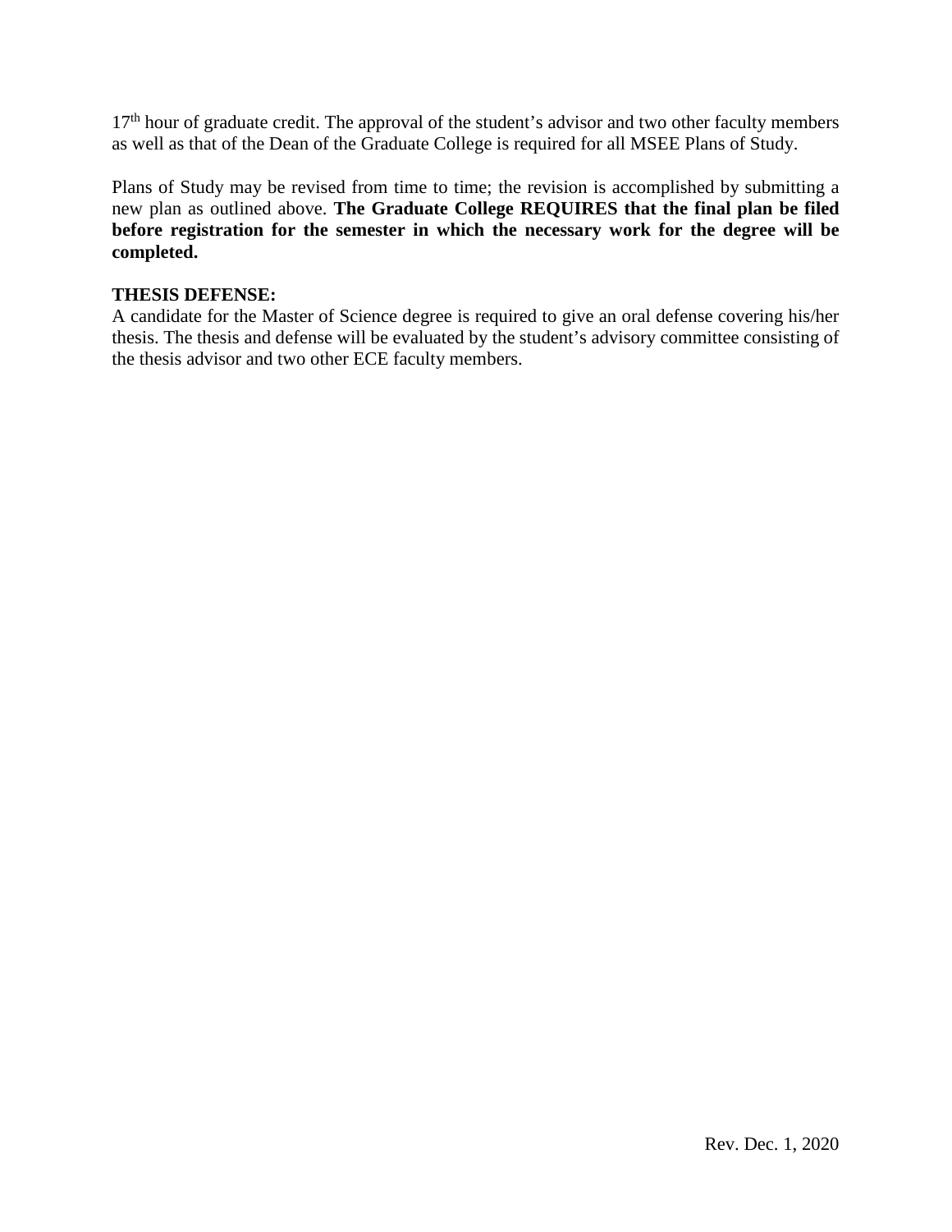17th hour of graduate credit. The approval of the student's advisor and two other faculty members as well as that of the Dean of the Graduate College is required for all MSEE Plans of Study.

Plans of Study may be revised from time to time; the revision is accomplished by submitting a new plan as outlined above. **The Graduate College REQUIRES that the final plan be filed before registration for the semester in which the necessary work for the degree will be completed.**

**THESIS DEFENSE:**

A candidate for the Master of Science degree is required to give an oral defense covering his/her thesis. The thesis and defense will be evaluated by the student's advisory committee consisting of the thesis advisor and two other ECE faculty members.

Rev. Dec. 1, 2020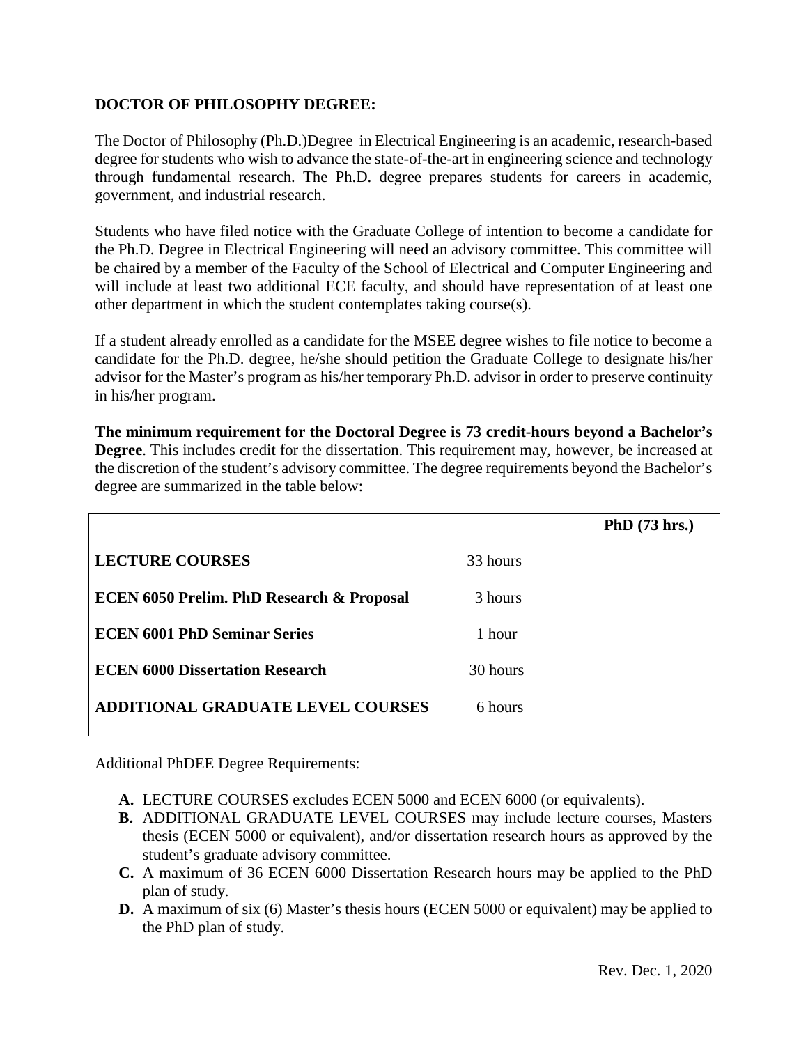**DOCTOR OF PHILOSOPHY DEGREE:**

The Doctor of Philosophy (Ph.D.)Degree in Electrical Engineering is an academic, research-based degree for students who wish to advance the state-of-the-art in engineering science and technology through fundamental research. The Ph.D. degree prepares students for careers in academic, government, and industrial research.

Students who have filed notice with the Graduate College of intention to become a candidate for the Ph.D. Degree in Electrical Engineering will need an advisory committee. This committee will be chaired by a member of the Faculty of the School of Electrical and Computer Engineering and will include at least two additional ECE faculty, and should have representation of at least one other department in which the student contemplates taking course(s).

If a student already enrolled as a candidate for the MSEE degree wishes to file notice to become a candidate for the Ph.D. degree, he/she should petition the Graduate College to designate his/her advisor for the Master's program as his/her temporary Ph.D. advisor in order to preserve continuity in his/her program.

**The minimum requirement for the Doctoral Degree is 73 credit-hours beyond a Bachelor's Degree**. This includes credit for the dissertation. This requirement may, however, be increased at the discretion of the student's advisory committee. The degree requirements beyond the Bachelor's degree are summarized in the table below:

| | **PhD (73 hrs.)** |
|---|---|
| **LECTURE COURSES** | 33 hours |
| **ECEN 6050 Prelim. PhD Research & Proposal** | 3 hours |
| **ECEN 6001 PhD Seminar Series** | 1 hour |
| **ECEN 6000 Dissertation Research** | 30 hours |
| **ADDITIONAL GRADUATE LEVEL COURSES** | 6 hours |

Additional PhDEE Degree Requirements:

- **A.** LECTURE COURSES excludes ECEN 5000 and ECEN 6000 (or equivalents).
- **B.** ADDITIONAL GRADUATE LEVEL COURSES may include lecture courses, Masters thesis (ECEN 5000 or equivalent), and/or dissertation research hours as approved by the student's graduate advisory committee.
- **C.** A maximum of 36 ECEN 6000 Dissertation Research hours may be applied to the PhD plan of study.
- **D.** A maximum of six (6) Master's thesis hours (ECEN 5000 or equivalent) may be applied to the PhD plan of study.

Rev. Dec. 1, 2020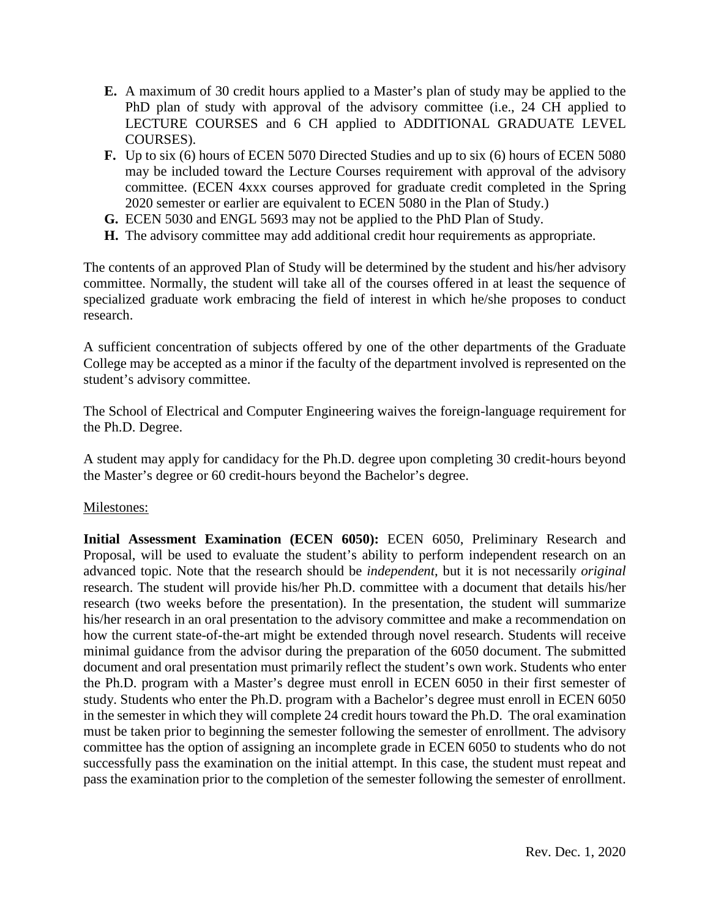**E.** A maximum of 30 credit hours applied to a Master's plan of study may be applied to the PhD plan of study with approval of the advisory committee (i.e., 24 CH applied to LECTURE COURSES and 6 CH applied to ADDITIONAL GRADUATE LEVEL COURSES).

**F.** Up to six (6) hours of ECEN 5070 Directed Studies and up to six (6) hours of ECEN 5080 may be included toward the Lecture Courses requirement with approval of the advisory committee. (ECEN 4xxx courses approved for graduate credit completed in the Spring 2020 semester or earlier are equivalent to ECEN 5080 in the Plan of Study.)

**G.** ECEN 5030 and ENGL 5693 may not be applied to the PhD Plan of Study.

**H.** The advisory committee may add additional credit hour requirements as appropriate.

The contents of an approved Plan of Study will be determined by the student and his/her advisory committee. Normally, the student will take all of the courses offered in at least the sequence of specialized graduate work embracing the field of interest in which he/she proposes to conduct research.

A sufficient concentration of subjects offered by one of the other departments of the Graduate College may be accepted as a minor if the faculty of the department involved is represented on the student's advisory committee.

The School of Electrical and Computer Engineering waives the foreign-language requirement for the Ph.D. Degree.

A student may apply for candidacy for the Ph.D. degree upon completing 30 credit-hours beyond the Master's degree or 60 credit-hours beyond the Bachelor's degree.

Milestones:

**Initial Assessment Examination (ECEN 6050):** ECEN 6050, Preliminary Research and Proposal, will be used to evaluate the student's ability to perform independent research on an advanced topic. Note that the research should be *independent*, but it is not necessarily *original* research. The student will provide his/her Ph.D. committee with a document that details his/her research (two weeks before the presentation). In the presentation, the student will summarize his/her research in an oral presentation to the advisory committee and make a recommendation on how the current state-of-the-art might be extended through novel research. Students will receive minimal guidance from the advisor during the preparation of the 6050 document. The submitted document and oral presentation must primarily reflect the student's own work. Students who enter the Ph.D. program with a Master's degree must enroll in ECEN 6050 in their first semester of study. Students who enter the Ph.D. program with a Bachelor's degree must enroll in ECEN 6050 in the semester in which they will complete 24 credit hours toward the Ph.D. The oral examination must be taken prior to beginning the semester following the semester of enrollment. The advisory committee has the option of assigning an incomplete grade in ECEN 6050 to students who do not successfully pass the examination on the initial attempt. In this case, the student must repeat and pass the examination prior to the completion of the semester following the semester of enrollment.

Rev. Dec. 1, 2020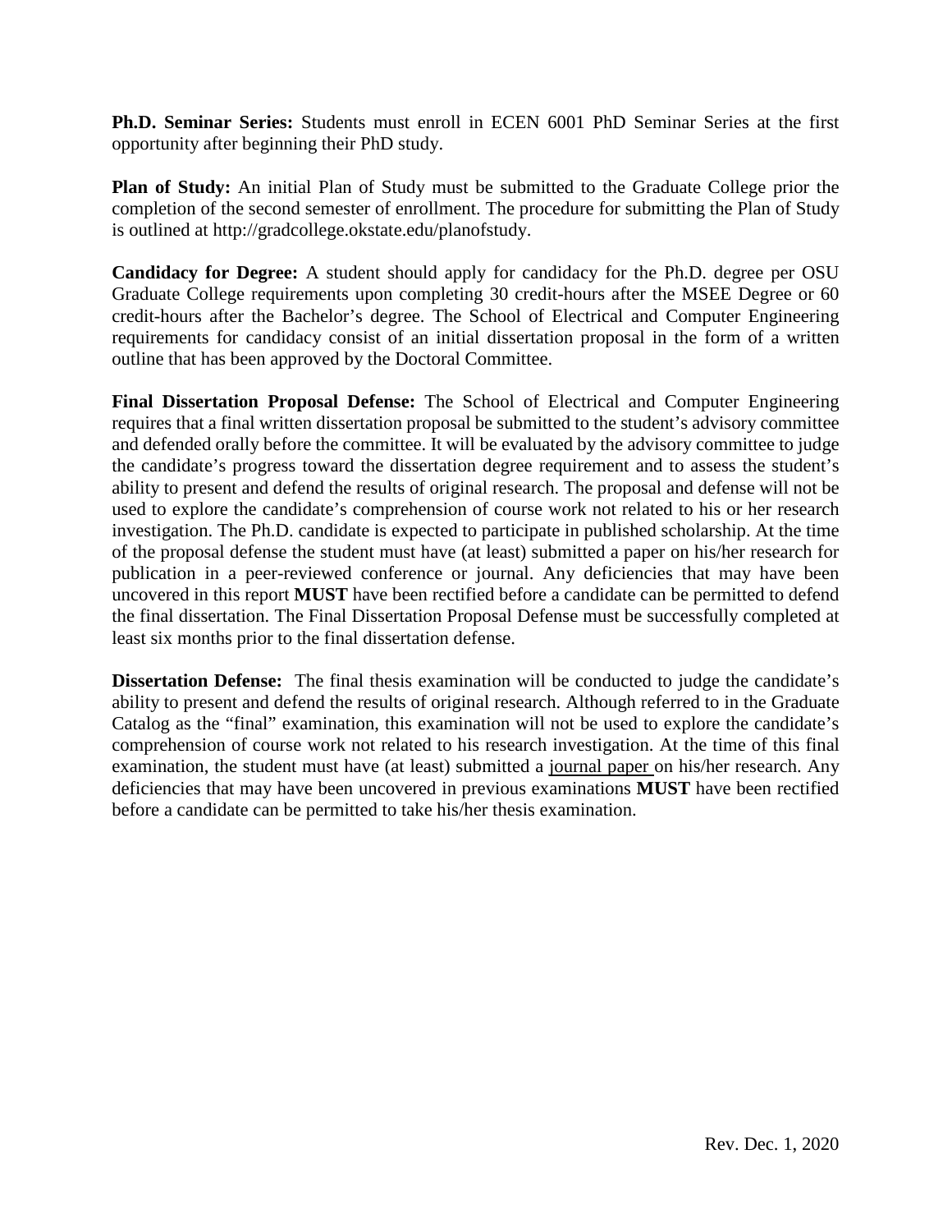**Ph.D. Seminar Series:** Students must enroll in ECEN 6001 PhD Seminar Series at the first opportunity after beginning their PhD study.

**Plan of Study:** An initial Plan of Study must be submitted to the Graduate College prior the completion of the second semester of enrollment. The procedure for submitting the Plan of Study is outlined at http://gradcollege.okstate.edu/planofstudy.

**Candidacy for Degree:** A student should apply for candidacy for the Ph.D. degree per OSU Graduate College requirements upon completing 30 credit-hours after the MSEE Degree or 60 credit-hours after the Bachelor's degree. The School of Electrical and Computer Engineering requirements for candidacy consist of an initial dissertation proposal in the form of a written outline that has been approved by the Doctoral Committee.

**Final Dissertation Proposal Defense:** The School of Electrical and Computer Engineering requires that a final written dissertation proposal be submitted to the student's advisory committee and defended orally before the committee. It will be evaluated by the advisory committee to judge the candidate's progress toward the dissertation degree requirement and to assess the student's ability to present and defend the results of original research. The proposal and defense will not be used to explore the candidate's comprehension of course work not related to his or her research investigation. The Ph.D. candidate is expected to participate in published scholarship. At the time of the proposal defense the student must have (at least) submitted a paper on his/her research for publication in a peer-reviewed conference or journal. Any deficiencies that may have been uncovered in this report **MUST** have been rectified before a candidate can be permitted to defend the final dissertation. The Final Dissertation Proposal Defense must be successfully completed at least six months prior to the final dissertation defense.

**Dissertation Defense:** The final thesis examination will be conducted to judge the candidate's ability to present and defend the results of original research. Although referred to in the Graduate Catalog as the "final" examination, this examination will not be used to explore the candidate's comprehension of course work not related to his research investigation. At the time of this final examination, the student must have (at least) submitted a journal paper on his/her research. Any deficiencies that may have been uncovered in previous examinations **MUST** have been rectified before a candidate can be permitted to take his/her thesis examination.

Rev. Dec. 1, 2020